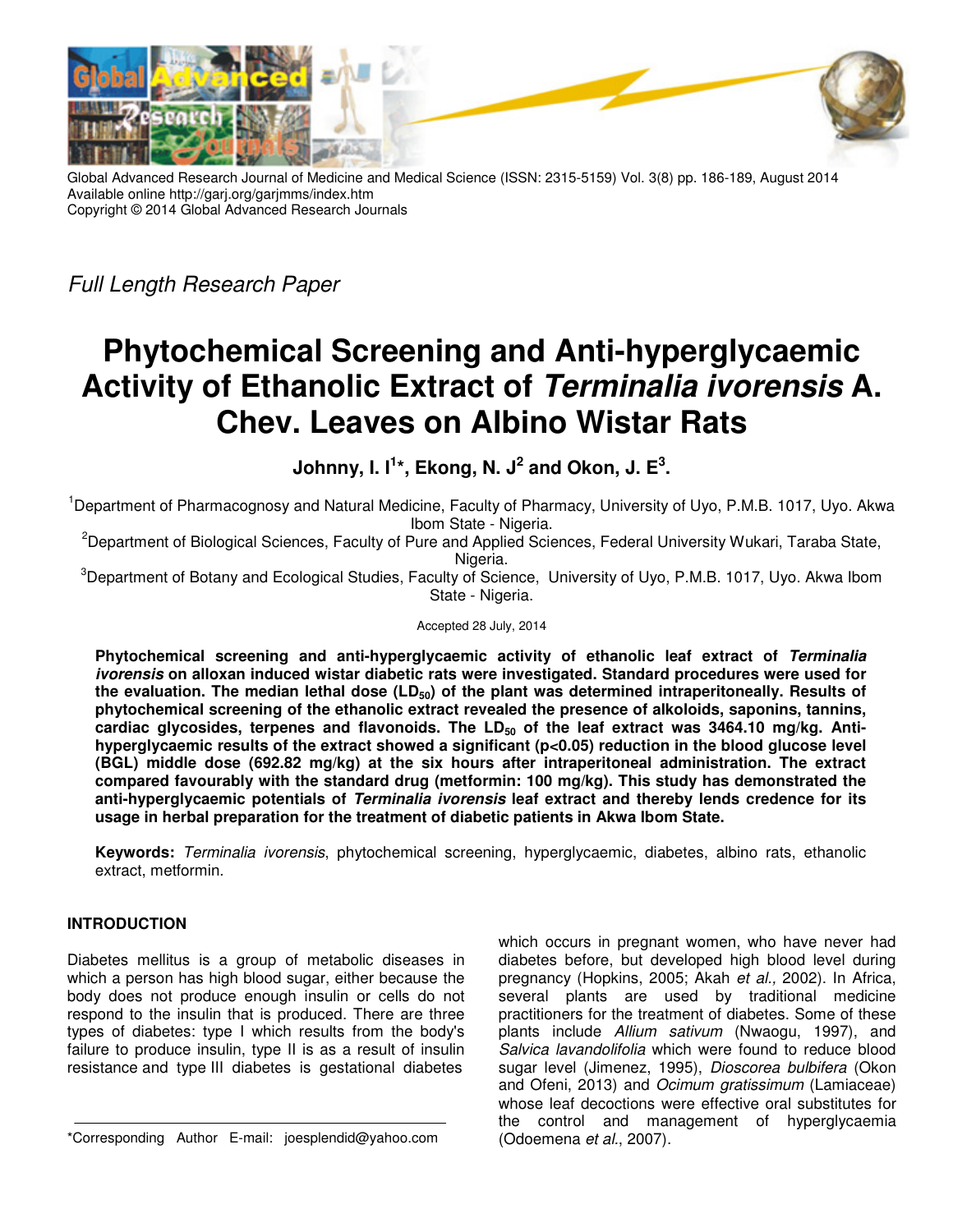Global Advanced Research Journal of Medicine and Medical Science (ISSN: 2315-5159) Vol. 3(8) pp. 186-189, August 2014
Available online http://garj.org/garjmms/index.htm
Copyright © 2014 Global Advanced Research Journals

*Full Length Research Paper*

# Phytochemical Screening and Anti-hyperglycaemic Activity of Ethanolic Extract of *Terminalia ivorensis* A. Chev. Leaves on Albino Wistar Rats

**Johnny, I. I[1]*, Ekong, N. J[2] and Okon, J. E[3].**

[1]Department of Pharmacognosy and Natural Medicine, Faculty of Pharmacy, University of Uyo, P.M.B. 1017, Uyo. Akwa Ibom State - Nigeria.

[2]Department of Biological Sciences, Faculty of Pure and Applied Sciences, Federal University Wukari, Taraba State, Nigeria.

[3]Department of Botany and Ecological Studies, Faculty of Science, University of Uyo, P.M.B. 1017, Uyo. Akwa Ibom State - Nigeria.

Accepted 28 July, 2014

**Phytochemical screening and anti-hyperglycaemic activity of ethanolic leaf extract of *Terminalia ivorensis* on alloxan induced wistar diabetic rats were investigated. Standard procedures were used for the evaluation. The median lethal dose ($LD_{50}$) of the plant was determined intraperitoneally. Results of phytochemical screening of the ethanolic extract revealed the presence of alkoloids, saponins, tannins, cardiac glycosides, terpenes and flavonoids. The $LD_{50}$ of the leaf extract was 3464.10 mg/kg. Anti-hyperglycaemic results of the extract showed a significant ($p<0.05$) reduction in the blood glucose level (BGL) middle dose (692.82 mg/kg) at the six hours after intraperitoneal administration. The extract compared favourably with the standard drug (metformin: 100 mg/kg). This study has demonstrated the anti-hyperglycaemic potentials of *Terminalia ivorensis* leaf extract and thereby lends credence for its usage in herbal preparation for the treatment of diabetic patients in Akwa Ibom State.**

**Keywords:** *Terminalia ivorensis*, phytochemical screening, hyperglycaemic, diabetes, albino rats, ethanolic extract, metformin.

## INTRODUCTION

Diabetes mellitus is a group of metabolic diseases in which a person has high blood sugar, either because the body does not produce enough insulin or cells do not respond to the insulin that is produced. There are three types of diabetes: type I which results from the body's failure to produce insulin, type II is as a result of insulin resistance and type III diabetes is gestational diabetes which occurs in pregnant women, who have never had diabetes before, but developed high blood level during pregnancy (Hopkins, 2005; Akah *et al.,* 2002). In Africa, several plants are used by traditional medicine practitioners for the treatment of diabetes. Some of these plants include *Allium sativum* (Nwaogu, 1997), and *Salvica lavandolifolia* which were found to reduce blood sugar level (Jimenez, 1995), *Dioscorea bulbifera* (Okon and Ofeni, 2013) and *Ocimum gratissimum* (Lamiaceae) whose leaf decoctions were effective oral substitutes for the control and management of hyperglycaemia (Odoemena *et al.*, 2007).

*Corresponding Author E-mail: joesplendid@yahoo.com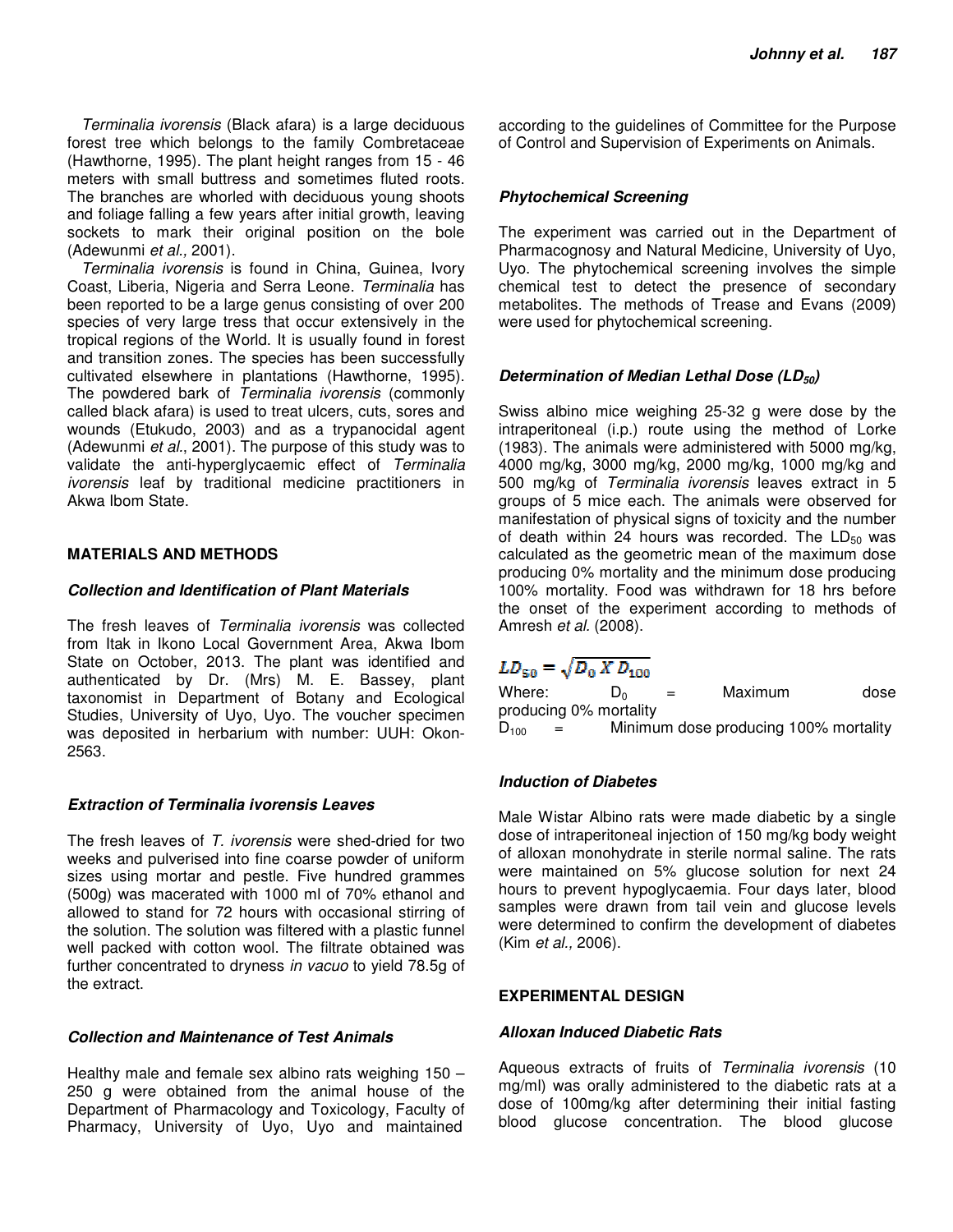*Terminalia ivorensis* (Black afara) is a large deciduous forest tree which belongs to the family Combretaceae (Hawthorne, 1995). The plant height ranges from 15 - 46 meters with small buttress and sometimes fluted roots. The branches are whorled with deciduous young shoots and foliage falling a few years after initial growth, leaving sockets to mark their original position on the bole (Adewunmi *et al.,* 2001).

*Terminalia ivorensis* is found in China, Guinea, Ivory Coast, Liberia, Nigeria and Serra Leone. *Terminalia* has been reported to be a large genus consisting of over 200 species of very large tress that occur extensively in the tropical regions of the World. It is usually found in forest and transition zones. The species has been successfully cultivated elsewhere in plantations (Hawthorne, 1995). The powdered bark of *Terminalia ivorensis* (commonly called black afara) is used to treat ulcers, cuts, sores and wounds (Etukudo, 2003) and as a trypanocidal agent (Adewunmi *et al*., 2001). The purpose of this study was to validate the anti-hyperglycaemic effect of *Terminalia ivorensis* leaf by traditional medicine practitioners in Akwa Ibom State.

## MATERIALS AND METHODS

### *Collection and Identification of Plant Materials*

The fresh leaves of *Terminalia ivorensis* was collected from Itak in Ikono Local Government Area, Akwa Ibom State on October, 2013. The plant was identified and authenticated by Dr. (Mrs) M. E. Bassey, plant taxonomist in Department of Botany and Ecological Studies, University of Uyo, Uyo. The voucher specimen was deposited in herbarium with number: UUH: Okon-2563.

### *Extraction of Terminalia ivorensis Leaves*

The fresh leaves of *T. ivorensis* were shed-dried for two weeks and pulverised into fine coarse powder of uniform sizes using mortar and pestle. Five hundred grammes (500g) was macerated with 1000 ml of 70% ethanol and allowed to stand for 72 hours with occasional stirring of the solution. The solution was filtered with a plastic funnel well packed with cotton wool. The filtrate obtained was further concentrated to dryness *in vacuo* to yield 78.5g of the extract.

### *Collection and Maintenance of Test Animals*

Healthy male and female sex albino rats weighing 150 – 250 g were obtained from the animal house of the Department of Pharmacology and Toxicology, Faculty of Pharmacy, University of Uyo, Uyo and maintained according to the guidelines of Committee for the Purpose of Control and Supervision of Experiments on Animals.

### *Phytochemical Screening*

The experiment was carried out in the Department of Pharmacognosy and Natural Medicine, University of Uyo, Uyo. The phytochemical screening involves the simple chemical test to detect the presence of secondary metabolites. The methods of Trease and Evans (2009) were used for phytochemical screening.

### *Determination of Median Lethal Dose ($LD_{50}$)*

Swiss albino mice weighing 25-32 g were dose by the intraperitoneal (i.p.) route using the method of Lorke (1983). The animals were administered with 5000 mg/kg, 4000 mg/kg, 3000 mg/kg, 2000 mg/kg, 1000 mg/kg and 500 mg/kg of *Terminalia ivorensis* leaves extract in 5 groups of 5 mice each. The animals were observed for manifestation of physical signs of toxicity and the number of death within 24 hours was recorded. The $LD_{50}$ was calculated as the geometric mean of the maximum dose producing 0% mortality and the minimum dose producing 100% mortality. Food was withdrawn for 18 hrs before the onset of the experiment according to methods of Amresh *et al.* (2008).

$$LD_{50} = \sqrt{D_0 \, X \, D_{100}}$$

Where: $D_0$ = Maximum dose producing 0% mortality
$D_{100}$ = Minimum dose producing 100% mortality

### *Induction of Diabetes*

Male Wistar Albino rats were made diabetic by a single dose of intraperitoneal injection of 150 mg/kg body weight of alloxan monohydrate in sterile normal saline. The rats were maintained on 5% glucose solution for next 24 hours to prevent hypoglycaemia. Four days later, blood samples were drawn from tail vein and glucose levels were determined to confirm the development of diabetes (Kim *et al.,* 2006).

## EXPERIMENTAL DESIGN

### *Alloxan Induced Diabetic Rats*

Aqueous extracts of fruits of *Terminalia ivorensis* (10 mg/ml) was orally administered to the diabetic rats at a dose of 100mg/kg after determining their initial fasting blood glucose concentration. The blood glucose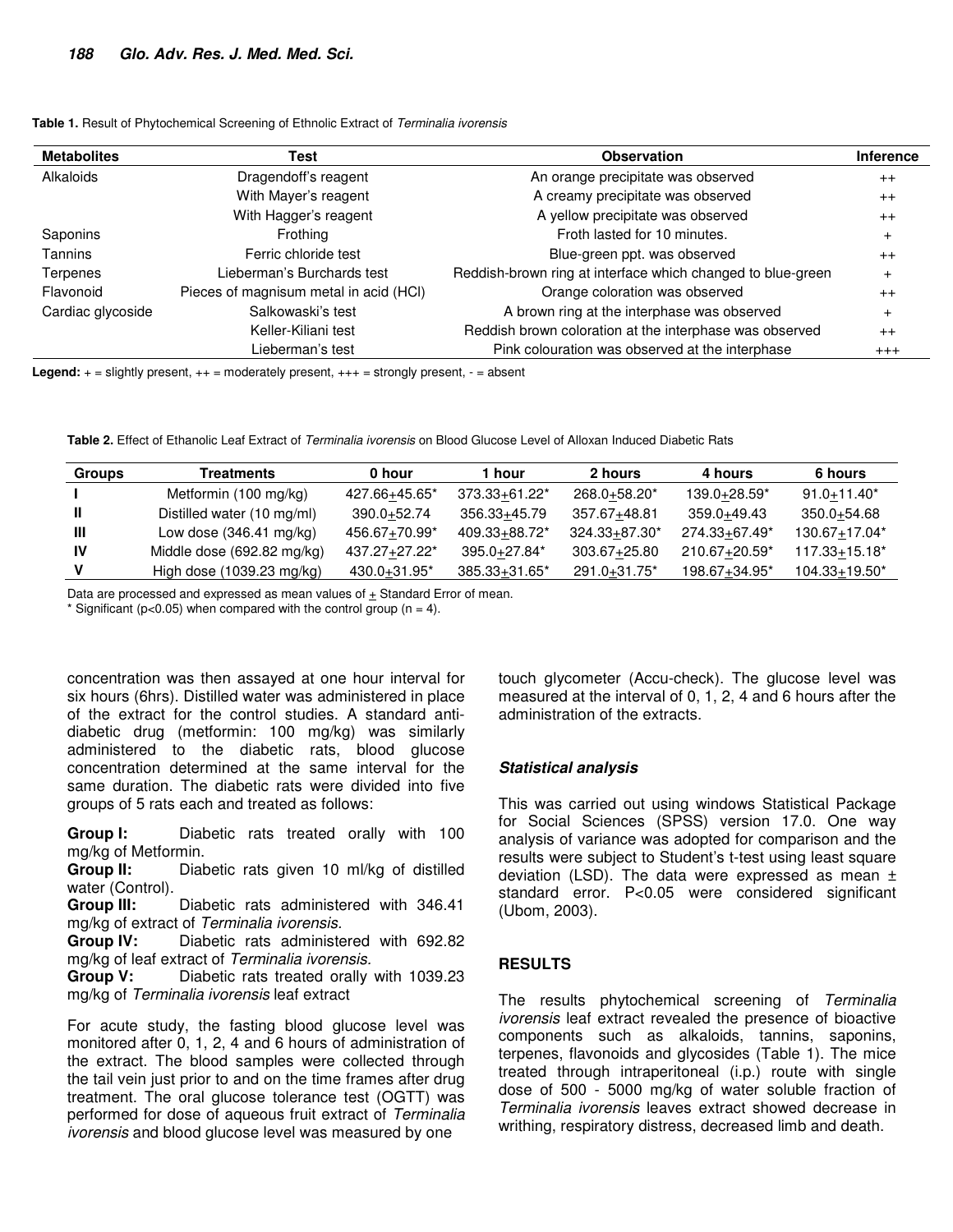**Table 1.** Result of Phytochemical Screening of Ethnolic Extract of *Terminalia ivorensis*

| Metabolites | Test | Observation | Inference |
|---|---|---|---|
| Alkaloids | Dragendoff's reagent | An orange precipitate was observed | ++ |
| | With Mayer's reagent | A creamy precipitate was observed | ++ |
| | With Hagger's reagent | A yellow precipitate was observed | ++ |
| Saponins | Frothing | Froth lasted for 10 minutes. | + |
| Tannins | Ferric chloride test | Blue-green ppt. was observed | ++ |
| Terpenes | Lieberman's Burchards test | Reddish-brown ring at interface which changed to blue-green | + |
| Flavonoid | Pieces of magnisum metal in acid (HCl) | Orange coloration was observed | ++ |
| Cardiac glycoside | Salkowaski's test | A brown ring at the interphase was observed | + |
| | Keller-Kiliani test | Reddish brown coloration at the interphase was observed | ++ |
| | Lieberman's test | Pink colouration was observed at the interphase | +++ |

**Legend:** + = slightly present, ++ = moderately present, +++ = strongly present, - = absent

**Table 2.** Effect of Ethanolic Leaf Extract of *Terminalia ivorensis* on Blood Glucose Level of Alloxan Induced Diabetic Rats

| Groups | Treatments | 0 hour | 1 hour | 2 hours | 4 hours | 6 hours |
|---|---|---|---|---|---|---|
| I | Metformin (100 mg/kg) | 427.66±45.65* | 373.33±61.22* | 268.0±58.20* | 139.0±28.59* | 91.0±11.40* |
| II | Distilled water (10 mg/ml) | 390.0±52.74 | 356.33±45.79 | 357.67±48.81 | 359.0±49.43 | 350.0±54.68 |
| III | Low dose (346.41 mg/kg) | 456.67±70.99* | 409.33±88.72* | 324.33±87.30* | 274.33±67.49* | 130.67±17.04* |
| IV | Middle dose (692.82 mg/kg) | 437.27±27.22* | 395.0±27.84* | 303.67±25.80 | 210.67±20.59* | 117.33±15.18* |
| V | High dose (1039.23 mg/kg) | 430.0±31.95* | 385.33±31.65* | 291.0±31.75* | 198.67±34.95* | 104.33±19.50* |

Data are processed and expressed as mean values of ± Standard Error of mean.
\* Significant ($p<0.05$) when compared with the control group (n = 4).

concentration was then assayed at one hour interval for six hours (6hrs). Distilled water was administered in place of the extract for the control studies. A standard anti-diabetic drug (metformin: 100 mg/kg) was similarly administered to the diabetic rats, blood glucose concentration determined at the same interval for the same duration. The diabetic rats were divided into five groups of 5 rats each and treated as follows:

**Group I:** Diabetic rats treated orally with 100 mg/kg of Metformin.
**Group II:** Diabetic rats given 10 ml/kg of distilled water (Control).
**Group III:** Diabetic rats administered with 346.41 mg/kg of extract of *Terminalia ivorensis.*
**Group IV:** Diabetic rats administered with 692.82 mg/kg of leaf extract of *Terminalia ivorensis.*
**Group V:** Diabetic rats treated orally with 1039.23 mg/kg of *Terminalia ivorensis* leaf extract

For acute study, the fasting blood glucose level was monitored after 0, 1, 2, 4 and 6 hours of administration of the extract. The blood samples were collected through the tail vein just prior to and on the time frames after drug treatment. The oral glucose tolerance test (OGTT) was performed for dose of aqueous fruit extract of *Terminalia ivorensis* and blood glucose level was measured by one touch glycometer (Accu-check). The glucose level was measured at the interval of 0, 1, 2, 4 and 6 hours after the administration of the extracts.

### *Statistical analysis*

This was carried out using windows Statistical Package for Social Sciences (SPSS) version 17.0. One way analysis of variance was adopted for comparison and the results were subject to Student's t-test using least square deviation (LSD). The data were expressed as mean ± standard error. P<0.05 were considered significant (Ubom, 2003).

## RESULTS

The results phytochemical screening of *Terminalia ivorensis* leaf extract revealed the presence of bioactive components such as alkaloids, tannins, saponins, terpenes, flavonoids and glycosides (Table 1). The mice treated through intraperitoneal (i.p.) route with single dose of 500 - 5000 mg/kg of water soluble fraction of *Terminalia ivorensis* leaves extract showed decrease in writhing, respiratory distress, decreased limb and death.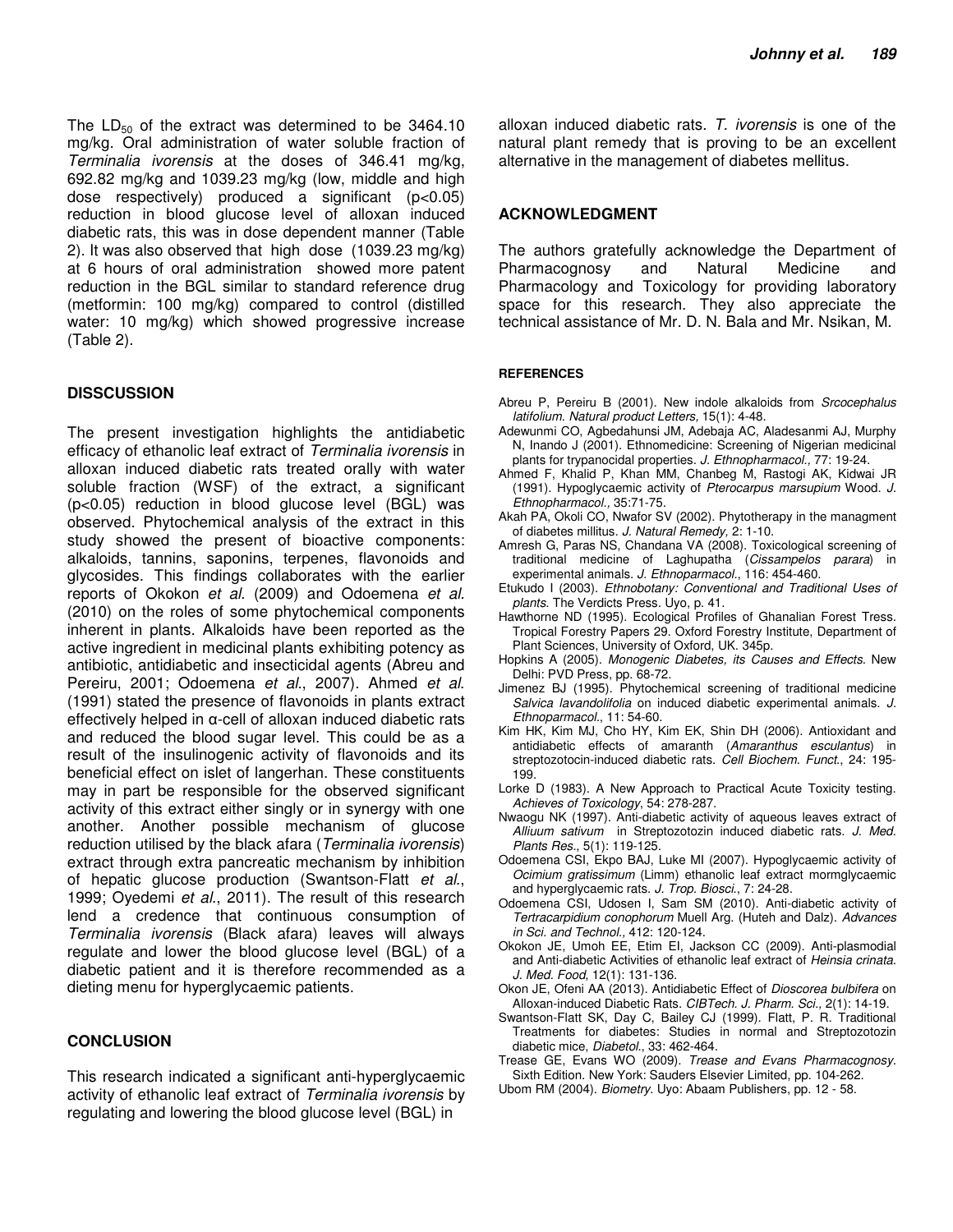The $LD_{50}$ of the extract was determined to be 3464.10 mg/kg. Oral administration of water soluble fraction of *Terminalia ivorensis* at the doses of 346.41 mg/kg, 692.82 mg/kg and 1039.23 mg/kg (low, middle and high dose respectively) produced a significant ($p<0.05$) reduction in blood glucose level of alloxan induced diabetic rats, this was in dose dependent manner (Table 2). It was also observed that high dose (1039.23 mg/kg) at 6 hours of oral administration showed more patent reduction in the BGL similar to standard reference drug (metformin: 100 mg/kg) compared to control (distilled water: 10 mg/kg) which showed progressive increase (Table 2).

## DISSCUSSION

The present investigation highlights the antidiabetic efficacy of ethanolic leaf extract of *Terminalia ivorensis* in alloxan induced diabetic rats treated orally with water soluble fraction (WSF) of the extract, a significant ($p<0.05$) reduction in blood glucose level (BGL) was observed. Phytochemical analysis of the extract in this study showed the present of bioactive components: alkaloids, tannins, saponins, terpenes, flavonoids and glycosides. This findings collaborates with the earlier reports of Okokon *et al.* (2009) and Odoemena *et al.* (2010) on the roles of some phytochemical components inherent in plants. Alkaloids have been reported as the active ingredient in medicinal plants exhibiting potency as antibiotic, antidiabetic and insecticidal agents (Abreu and Pereiru, 2001; Odoemena *et al.*, 2007). Ahmed *et al.* (1991) stated the presence of flavonoids in plants extract effectively helped in α-cell of alloxan induced diabetic rats and reduced the blood sugar level. This could be as a result of the insulinogenic activity of flavonoids and its beneficial effect on islet of langerhan. These constituents may in part be responsible for the observed significant activity of this extract either singly or in synergy with one another. Another possible mechanism of glucose reduction utilised by the black afara (*Terminalia ivorensis*) extract through extra pancreatic mechanism by inhibition of hepatic glucose production (Swantson-Flatt *et al.*, 1999; Oyedemi *et al.*, 2011). The result of this research lend a credence that continuous consumption of *Terminalia ivorensis* (Black afara) leaves will always regulate and lower the blood glucose level (BGL) of a diabetic patient and it is therefore recommended as a dieting menu for hyperglycaemic patients.

## CONCLUSION

This research indicated a significant anti-hyperglycaemic activity of ethanolic leaf extract of *Terminalia ivorensis* by regulating and lowering the blood glucose level (BGL) in alloxan induced diabetic rats. *T. ivorensis* is one of the natural plant remedy that is proving to be an excellent alternative in the management of diabetes mellitus.

## ACKNOWLEDGMENT

The authors gratefully acknowledge the Department of Pharmacognosy and Natural Medicine and Pharmacology and Toxicology for providing laboratory space for this research. They also appreciate the technical assistance of Mr. D. N. Bala and Mr. Nsikan, M.

## REFERENCES

Abreu P, Pereiru B (2001). New indole alkaloids from *Srcocephalus latifolium. Natural product Letters,* 15(1): 4-48.

Adewunmi CO, Agbedahunsi JM, Adebaja AC, Aladesanmi AJ, Murphy N, Inando J (2001). Ethnomedicine: Screening of Nigerian medicinal plants for trypanocidal properties. *J. Ethnopharmacol.,* 77: 19-24.

Ahmed F, Khalid P, Khan MM, Chanbeg M, Rastogi AK, Kidwai JR (1991). Hypoglycaemic activity of *Pterocarpus marsupium* Wood. *J. Ethnopharmacol.,* 35:71-75.

Akah PA, Okoli CO, Nwafor SV (2002). Phytotherapy in the managment of diabetes millitus. *J. Natural Remedy,* 2: 1-10.

Amresh G, Paras NS, Chandana VA (2008). Toxicological screening of traditional medicine of Laghupatha (*Cissampelos parara*) in experimental animals. *J. Ethnoparmacol.*, 116: 454-460.

Etukudo I (2003). *Ethnobotany: Conventional and Traditional Uses of plants*. The Verdicts Press. Uyo, p. 41.

Hawthorne ND (1995). Ecological Profiles of Ghanalian Forest Tress. Tropical Forestry Papers 29. Oxford Forestry Institute, Department of Plant Sciences, University of Oxford, UK. 345p.

Hopkins A (2005). *Monogenic Diabetes, its Causes and Effects*. New Delhi: PVD Press, pp. 68-72.

Jimenez BJ (1995). Phytochemical screening of traditional medicine *Salvica lavandolifolia* on induced diabetic experimental animals. *J. Ethnoparmacol.*, 11: 54-60.

Kim HK, Kim MJ, Cho HY, Kim EK, Shin DH (2006). Antioxidant and antidiabetic effects of amaranth (*Amaranthus esculantus*) in streptozotocin-induced diabetic rats. *Cell Biochem. Funct.*, 24: 195-199.

Lorke D (1983). A New Approach to Practical Acute Toxicity testing. *Achieves of Toxicology*, 54: 278-287.

Nwaogu NK (1997). Anti-diabetic activity of aqueous leaves extract of *Alliuum sativum* in Streptozotozin induced diabetic rats. *J. Med. Plants Res.*, 5(1): 119-125.

Odoemena CSI, Ekpo BAJ, Luke MI (2007). Hypoglycaemic activity of *Ocimium gratissimum* (Limm) ethanolic leaf extract mormglycaemic and hyperglycaemic rats. *J. Trop. Biosci.*, 7: 24-28.

Odoemena CSI, Udosen I, Sam SM (2010). Anti-diabetic activity of *Tertracarpidium conophorum* Muell Arg. (Huteh and Dalz). *Advances in Sci. and Technol.,* 412: 120-124.

Okokon JE, Umoh EE, Etim EI, Jackson CC (2009). Anti-plasmodial and Anti-diabetic Activities of ethanolic leaf extract of *Heinsia crinata*. *J. Med. Food*, 12(1): 131-136.

Okon JE, Ofeni AA (2013). Antidiabetic Effect of *Dioscorea bulbifera* on Alloxan-induced Diabetic Rats. *CIBTech. J. Pharm. Sci.,* 2(1): 14-19.

Swantson-Flatt SK, Day C, Bailey CJ (1999). Flatt, P. R. Traditional Treatments for diabetes: Studies in normal and Streptozotozin diabetic mice, *Diabetol.*, 33: 462-464.

Trease GE, Evans WO (2009). *Trease and Evans Pharmacognosy.* Sixth Edition. New York: Sauders Elsevier Limited, pp. 104-262.

Ubom RM (2004). *Biometry*. Uyo: Abaam Publishers, pp. 12 - 58.